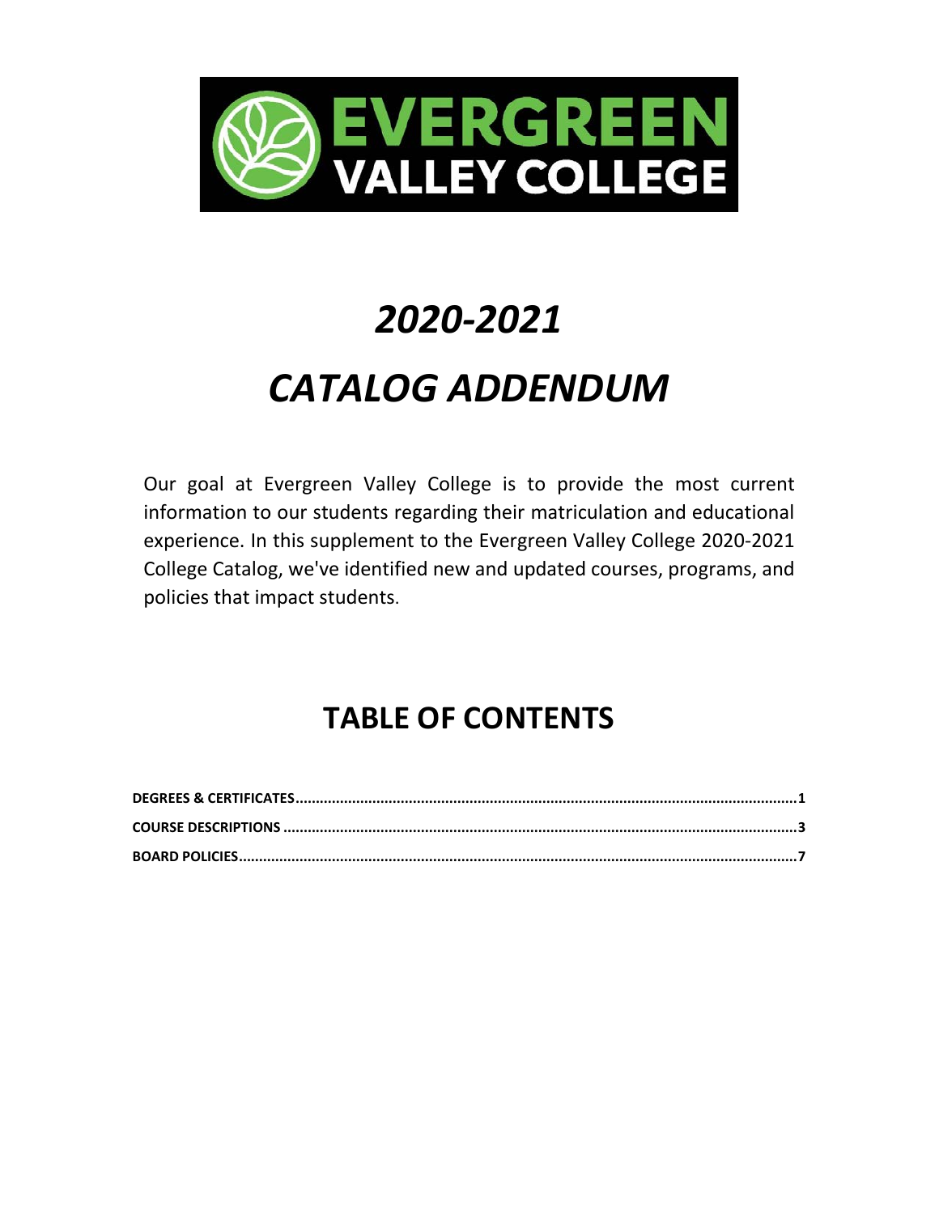EVERGREEN VALLEY COLLEGE

# *2020-2021*

# *CATALOG ADDENDUM*

Our goal at Evergreen Valley College is to provide the most current information to our students regarding their matriculation and educational experience. In this supplement to the Evergreen Valley College 2020-2021 College Catalog, we've identified new and updated courses, programs, and policies that impact students.

## TABLE OF CONTENTS

**DEGREES & CERTIFICATES**..........1

**COURSE DESCRIPTIONS**..........3

**BOARD POLICIES**..........7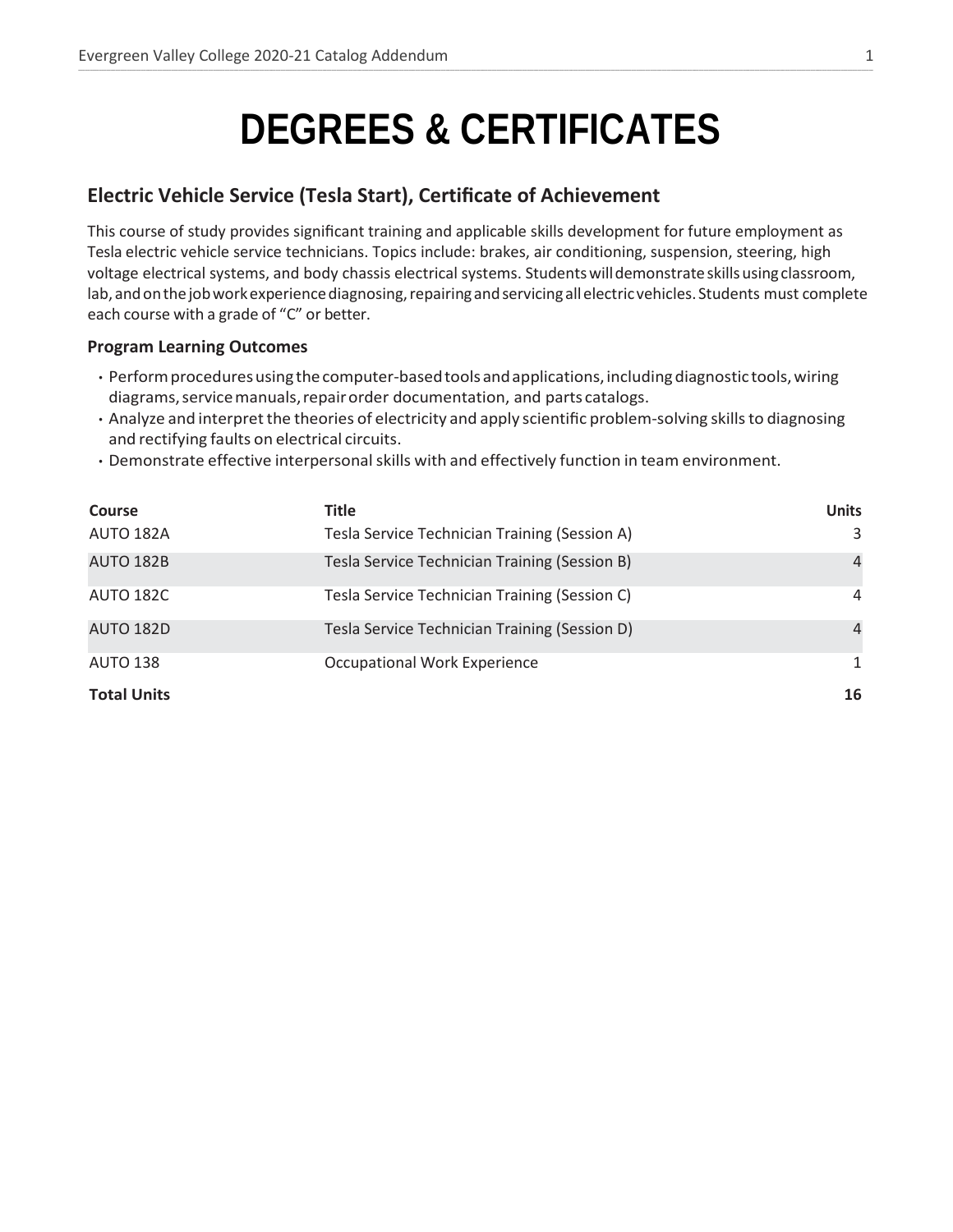# DEGREES & CERTIFICATES

## Electric Vehicle Service (Tesla Start), Certificate of Achievement

This course of study provides significant training and applicable skills development for future employment as Tesla electric vehicle service technicians. Topics include: brakes, air conditioning, suspension, steering, high voltage electrical systems, and body chassis electrical systems. Students will demonstrate skills using classroom, lab, and on the job work experience diagnosing, repairing and servicing all electric vehicles. Students must complete each course with a grade of "C" or better.

### Program Learning Outcomes

- Perform procedures using the computer-based tools and applications, including diagnostic tools, wiring diagrams, service manuals, repair order documentation, and parts catalogs.
- Analyze and interpret the theories of electricity and apply scientific problem-solving skills to diagnosing and rectifying faults on electrical circuits.
- Demonstrate effective interpersonal skills with and effectively function in team environment.

| Course | Title | Units |
|---|---|---|
| AUTO 182A | Tesla Service Technician Training (Session A) | 3 |
| AUTO 182B | Tesla Service Technician Training (Session B) | 4 |
| AUTO 182C | Tesla Service Technician Training (Session C) | 4 |
| AUTO 182D | Tesla Service Technician Training (Session D) | 4 |
| AUTO 138 | Occupational Work Experience | 1 |
| **Total Units** | | **16** |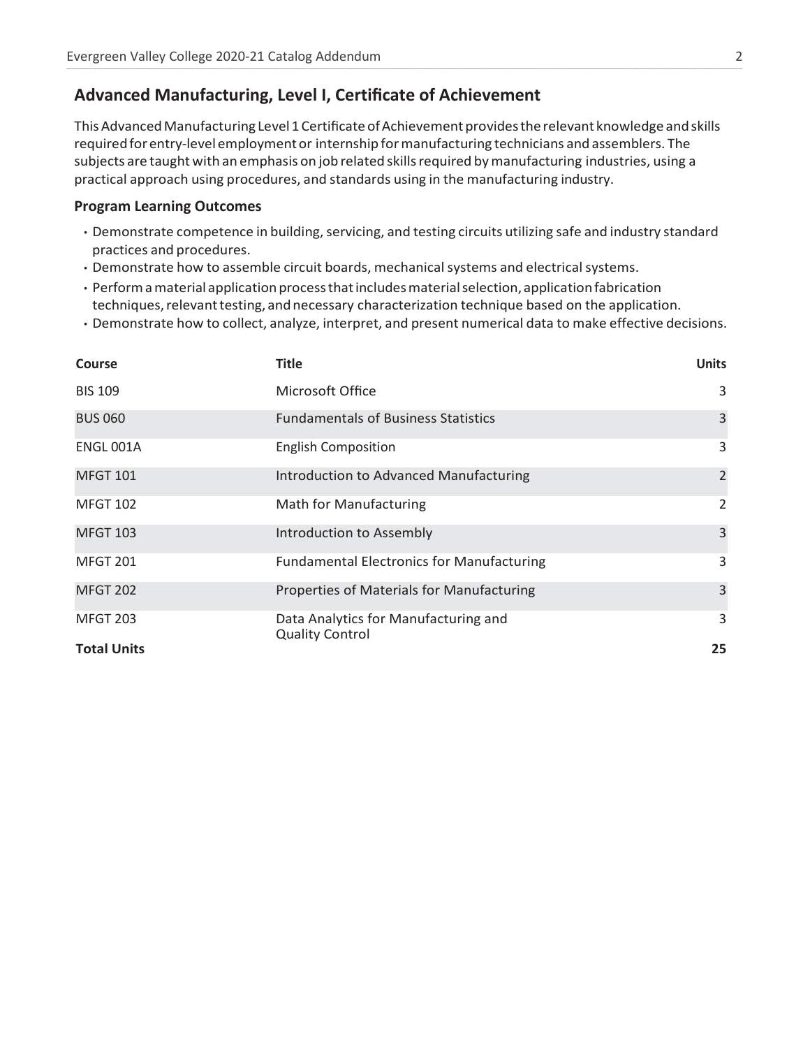## Advanced Manufacturing, Level I, Certificate of Achievement

This Advanced Manufacturing Level 1 Certificate of Achievement provides the relevant knowledge and skills required for entry-level employment or internship for manufacturing technicians and assemblers. The subjects are taught with an emphasis on job related skills required by manufacturing industries, using a practical approach using procedures, and standards using in the manufacturing industry.

### Program Learning Outcomes

- Demonstrate competence in building, servicing, and testing circuits utilizing safe and industry standard practices and procedures.
- Demonstrate how to assemble circuit boards, mechanical systems and electrical systems.
- Perform a material application process that includes material selection, application fabrication techniques, relevant testing, and necessary characterization technique based on the application.
- Demonstrate how to collect, analyze, interpret, and present numerical data to make effective decisions.

| Course | Title | Units |
|---|---|---|
| BIS 109 | Microsoft Office | 3 |
| BUS 060 | Fundamentals of Business Statistics | 3 |
| ENGL 001A | English Composition | 3 |
| MFGT 101 | Introduction to Advanced Manufacturing | 2 |
| MFGT 102 | Math for Manufacturing | 2 |
| MFGT 103 | Introduction to Assembly | 3 |
| MFGT 201 | Fundamental Electronics for Manufacturing | 3 |
| MFGT 202 | Properties of Materials for Manufacturing | 3 |
| MFGT 203 | Data Analytics for Manufacturing and Quality Control | 3 |
| **Total Units** | | **25** |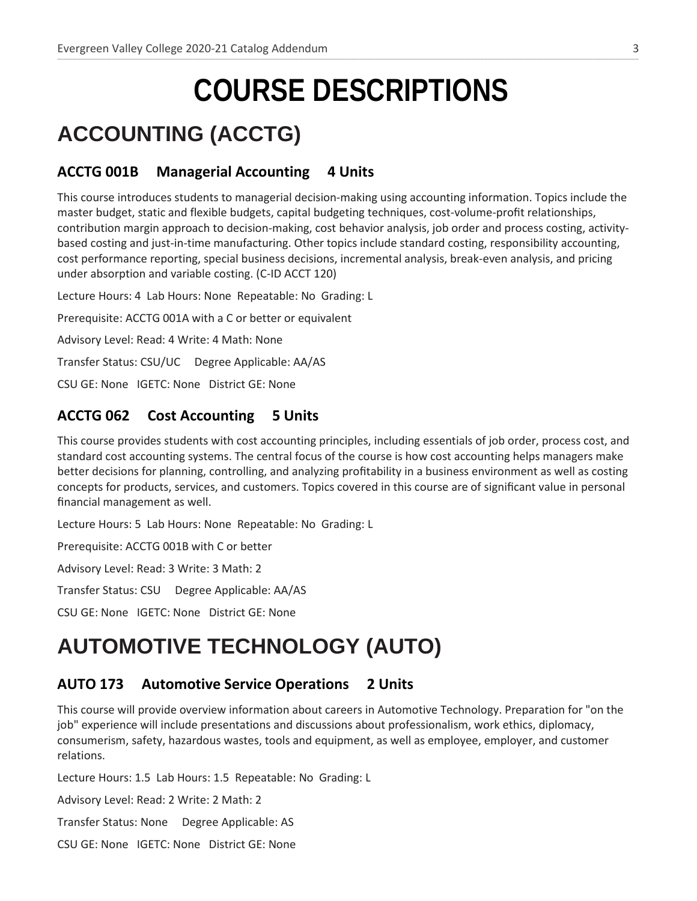# COURSE DESCRIPTIONS

## ACCOUNTING (ACCTG)

### ACCTG 001B Managerial Accounting 4 Units

This course introduces students to managerial decision-making using accounting information. Topics include the master budget, static and flexible budgets, capital budgeting techniques, cost-volume-profit relationships, contribution margin approach to decision-making, cost behavior analysis, job order and process costing, activity-based costing and just-in-time manufacturing. Other topics include standard costing, responsibility accounting, cost performance reporting, special business decisions, incremental analysis, break-even analysis, and pricing under absorption and variable costing. (C-ID ACCT 120)

Lecture Hours: 4 Lab Hours: None Repeatable: No Grading: L

Prerequisite: ACCTG 001A with a C or better or equivalent

Advisory Level: Read: 4 Write: 4 Math: None

Transfer Status: CSU/UC Degree Applicable: AA/AS

CSU GE: None IGETC: None District GE: None

### ACCTG 062 Cost Accounting 5 Units

This course provides students with cost accounting principles, including essentials of job order, process cost, and standard cost accounting systems. The central focus of the course is how cost accounting helps managers make better decisions for planning, controlling, and analyzing profitability in a business environment as well as costing concepts for products, services, and customers. Topics covered in this course are of significant value in personal financial management as well.

Lecture Hours: 5 Lab Hours: None Repeatable: No Grading: L

Prerequisite: ACCTG 001B with C or better

Advisory Level: Read: 3 Write: 3 Math: 2

Transfer Status: CSU Degree Applicable: AA/AS

CSU GE: None IGETC: None District GE: None

## AUTOMOTIVE TECHNOLOGY (AUTO)

### AUTO 173 Automotive Service Operations 2 Units

This course will provide overview information about careers in Automotive Technology. Preparation for "on the job" experience will include presentations and discussions about professionalism, work ethics, diplomacy, consumerism, safety, hazardous wastes, tools and equipment, as well as employee, employer, and customer relations.

Lecture Hours: 1.5 Lab Hours: 1.5 Repeatable: No Grading: L

Advisory Level: Read: 2 Write: 2 Math: 2

Transfer Status: None Degree Applicable: AS

CSU GE: None IGETC: None District GE: None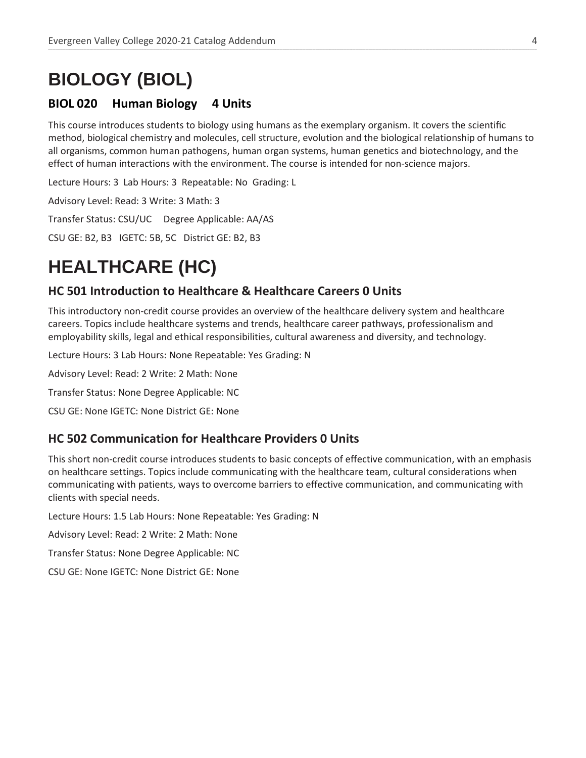# BIOLOGY (BIOL)

### BIOL 020 Human Biology 4 Units

This course introduces students to biology using humans as the exemplary organism. It covers the scientific method, biological chemistry and molecules, cell structure, evolution and the biological relationship of humans to all organisms, common human pathogens, human organ systems, human genetics and biotechnology, and the effect of human interactions with the environment. The course is intended for non-science majors.

Lecture Hours: 3 Lab Hours: 3 Repeatable: No Grading: L

Advisory Level: Read: 3 Write: 3 Math: 3

Transfer Status: CSU/UC Degree Applicable: AA/AS

CSU GE: B2, B3 IGETC: 5B, 5C District GE: B2, B3

# HEALTHCARE (HC)

### HC 501 Introduction to Healthcare & Healthcare Careers 0 Units

This introductory non-credit course provides an overview of the healthcare delivery system and healthcare careers. Topics include healthcare systems and trends, healthcare career pathways, professionalism and employability skills, legal and ethical responsibilities, cultural awareness and diversity, and technology.

Lecture Hours: 3 Lab Hours: None Repeatable: Yes Grading: N

Advisory Level: Read: 2 Write: 2 Math: None

Transfer Status: None Degree Applicable: NC

CSU GE: None IGETC: None District GE: None

### HC 502 Communication for Healthcare Providers 0 Units

This short non-credit course introduces students to basic concepts of effective communication, with an emphasis on healthcare settings. Topics include communicating with the healthcare team, cultural considerations when communicating with patients, ways to overcome barriers to effective communication, and communicating with clients with special needs.

Lecture Hours: 1.5 Lab Hours: None Repeatable: Yes Grading: N

Advisory Level: Read: 2 Write: 2 Math: None

Transfer Status: None Degree Applicable: NC

CSU GE: None IGETC: None District GE: None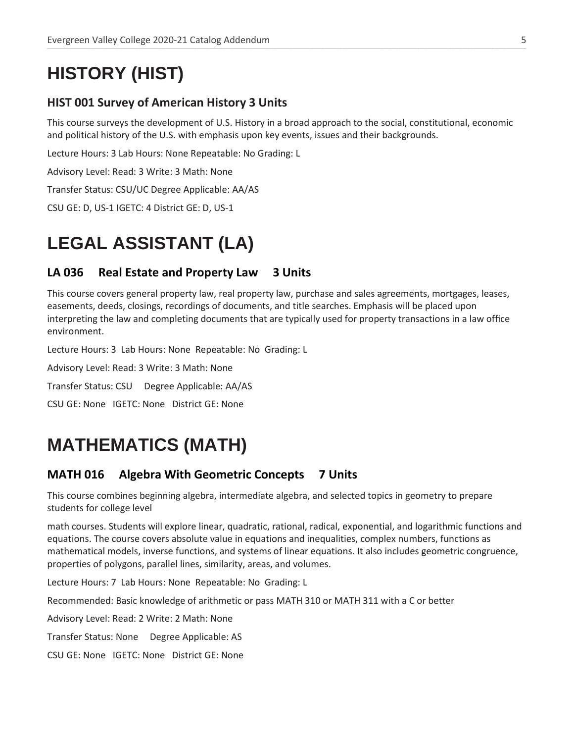# HISTORY (HIST)

### HIST 001 Survey of American History 3 Units

This course surveys the development of U.S. History in a broad approach to the social, constitutional, economic and political history of the U.S. with emphasis upon key events, issues and their backgrounds.

Lecture Hours: 3 Lab Hours: None Repeatable: No Grading: L

Advisory Level: Read: 3 Write: 3 Math: None

Transfer Status: CSU/UC Degree Applicable: AA/AS

CSU GE: D, US-1 IGETC: 4 District GE: D, US-1

# LEGAL ASSISTANT (LA)

### LA 036 Real Estate and Property Law 3 Units

This course covers general property law, real property law, purchase and sales agreements, mortgages, leases, easements, deeds, closings, recordings of documents, and title searches. Emphasis will be placed upon interpreting the law and completing documents that are typically used for property transactions in a law office environment.

Lecture Hours: 3 Lab Hours: None Repeatable: No Grading: L

Advisory Level: Read: 3 Write: 3 Math: None

Transfer Status: CSU Degree Applicable: AA/AS

CSU GE: None IGETC: None District GE: None

# MATHEMATICS (MATH)

### MATH 016 Algebra With Geometric Concepts 7 Units

This course combines beginning algebra, intermediate algebra, and selected topics in geometry to prepare students for college level

math courses. Students will explore linear, quadratic, rational, radical, exponential, and logarithmic functions and equations. The course covers absolute value in equations and inequalities, complex numbers, functions as mathematical models, inverse functions, and systems of linear equations. It also includes geometric congruence, properties of polygons, parallel lines, similarity, areas, and volumes.

Lecture Hours: 7 Lab Hours: None Repeatable: No Grading: L

Recommended: Basic knowledge of arithmetic or pass MATH 310 or MATH 311 with a C or better

Advisory Level: Read: 2 Write: 2 Math: None

Transfer Status: None Degree Applicable: AS

CSU GE: None IGETC: None District GE: None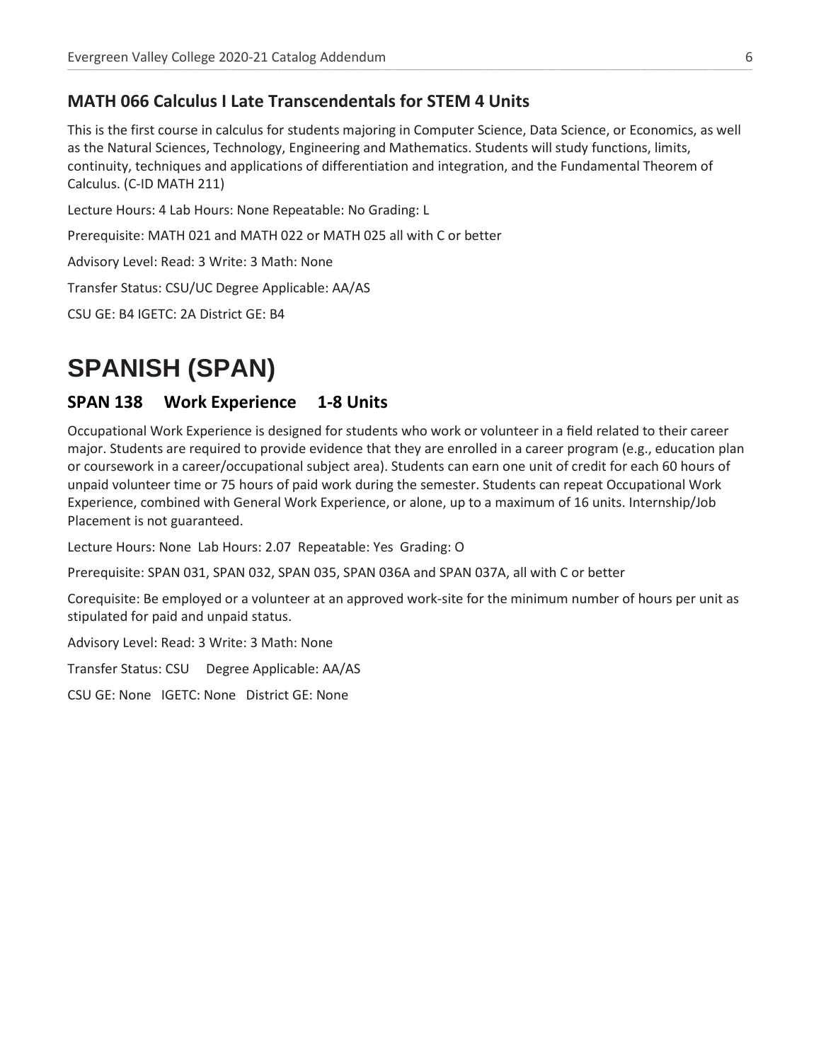### MATH 066 Calculus I Late Transcendentals for STEM 4 Units

This is the first course in calculus for students majoring in Computer Science, Data Science, or Economics, as well as the Natural Sciences, Technology, Engineering and Mathematics. Students will study functions, limits, continuity, techniques and applications of differentiation and integration, and the Fundamental Theorem of Calculus. (C-ID MATH 211)

Lecture Hours: 4 Lab Hours: None Repeatable: No Grading: L

Prerequisite: MATH 021 and MATH 022 or MATH 025 all with C or better

Advisory Level: Read: 3 Write: 3 Math: None

Transfer Status: CSU/UC Degree Applicable: AA/AS

CSU GE: B4 IGETC: 2A District GE: B4

# SPANISH (SPAN)

### SPAN 138 Work Experience 1-8 Units

Occupational Work Experience is designed for students who work or volunteer in a field related to their career major. Students are required to provide evidence that they are enrolled in a career program (e.g., education plan or coursework in a career/occupational subject area). Students can earn one unit of credit for each 60 hours of unpaid volunteer time or 75 hours of paid work during the semester. Students can repeat Occupational Work Experience, combined with General Work Experience, or alone, up to a maximum of 16 units. Internship/Job Placement is not guaranteed.

Lecture Hours: None Lab Hours: 2.07 Repeatable: Yes Grading: O

Prerequisite: SPAN 031, SPAN 032, SPAN 035, SPAN 036A and SPAN 037A, all with C or better

Corequisite: Be employed or a volunteer at an approved work-site for the minimum number of hours per unit as stipulated for paid and unpaid status.

Advisory Level: Read: 3 Write: 3 Math: None

Transfer Status: CSU Degree Applicable: AA/AS

CSU GE: None IGETC: None District GE: None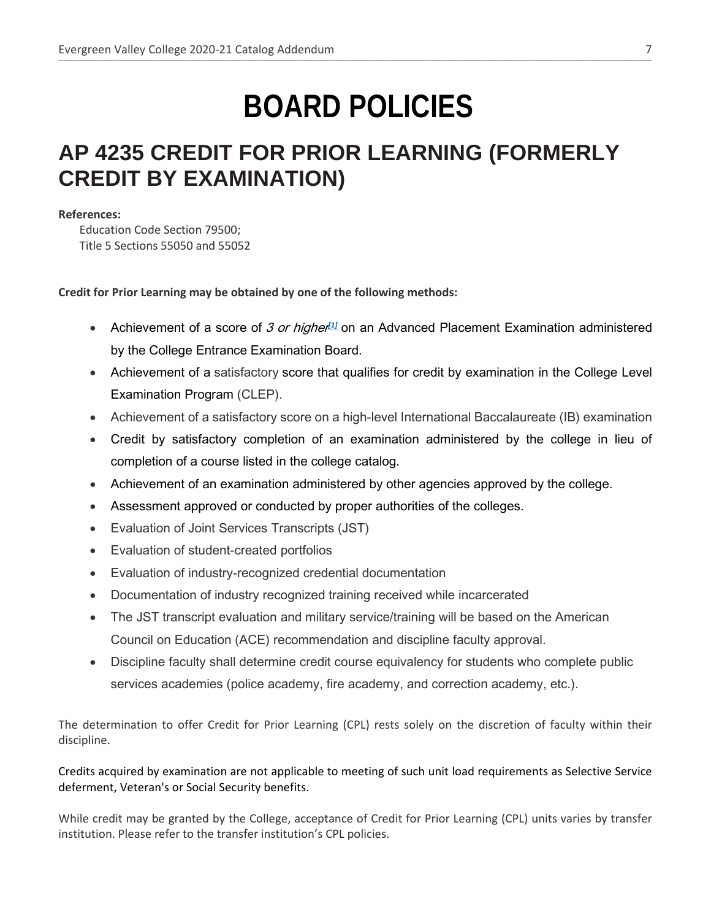# BOARD POLICIES

## AP 4235 CREDIT FOR PRIOR LEARNING (FORMERLY CREDIT BY EXAMINATION)

**References:**

Education Code Section 79500;
Title 5 Sections 55050 and 55052

**Credit for Prior Learning may be obtained by one of the following methods:**

- Achievement of a score of *3 or higher*[1] on an Advanced Placement Examination administered by the College Entrance Examination Board.
- Achievement of a satisfactory score that qualifies for credit by examination in the College Level Examination Program (CLEP).
- Achievement of a satisfactory score on a high-level International Baccalaureate (IB) examination
- Credit by satisfactory completion of an examination administered by the college in lieu of completion of a course listed in the college catalog.
- Achievement of an examination administered by other agencies approved by the college.
- Assessment approved or conducted by proper authorities of the colleges.
- Evaluation of Joint Services Transcripts (JST)
- Evaluation of student-created portfolios
- Evaluation of industry-recognized credential documentation
- Documentation of industry recognized training received while incarcerated
- The JST transcript evaluation and military service/training will be based on the American Council on Education (ACE) recommendation and discipline faculty approval.
- Discipline faculty shall determine credit course equivalency for students who complete public services academies (police academy, fire academy, and correction academy, etc.).

The determination to offer Credit for Prior Learning (CPL) rests solely on the discretion of faculty within their discipline.

Credits acquired by examination are not applicable to meeting of such unit load requirements as Selective Service deferment, Veteran's or Social Security benefits.

While credit may be granted by the College, acceptance of Credit for Prior Learning (CPL) units varies by transfer institution. Please refer to the transfer institution's CPL policies.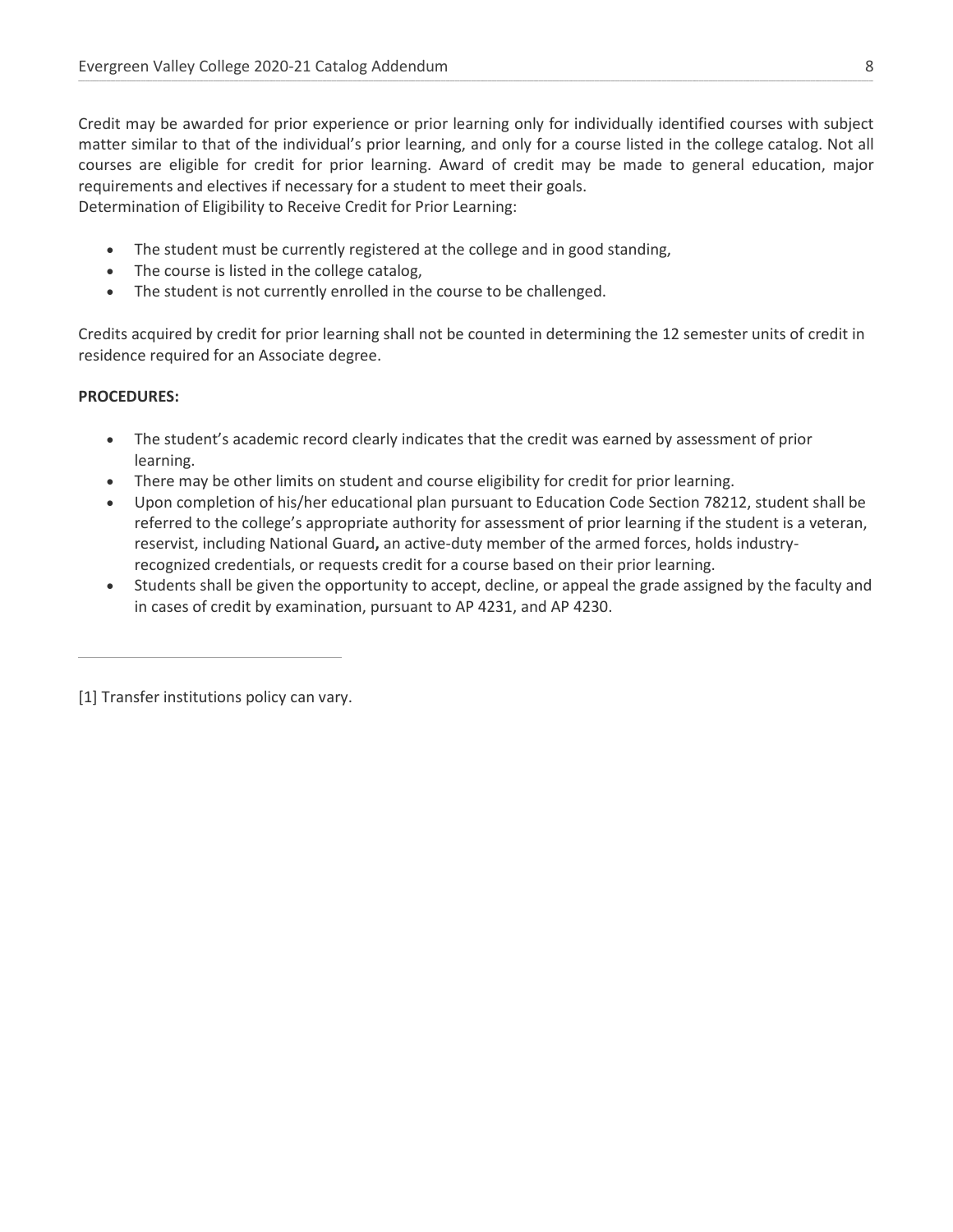Credit may be awarded for prior experience or prior learning only for individually identified courses with subject matter similar to that of the individual's prior learning, and only for a course listed in the college catalog. Not all courses are eligible for credit for prior learning. Award of credit may be made to general education, major requirements and electives if necessary for a student to meet their goals.
Determination of Eligibility to Receive Credit for Prior Learning:

- The student must be currently registered at the college and in good standing,
- The course is listed in the college catalog,
- The student is not currently enrolled in the course to be challenged.

Credits acquired by credit for prior learning shall not be counted in determining the 12 semester units of credit in residence required for an Associate degree.

**PROCEDURES:**

- The student's academic record clearly indicates that the credit was earned by assessment of prior learning.
- There may be other limits on student and course eligibility for credit for prior learning.
- Upon completion of his/her educational plan pursuant to Education Code Section 78212, student shall be referred to the college's appropriate authority for assessment of prior learning if the student is a veteran, reservist, including National Guard**,** an active-duty member of the armed forces, holds industry-recognized credentials, or requests credit for a course based on their prior learning.
- Students shall be given the opportunity to accept, decline, or appeal the grade assigned by the faculty and in cases of credit by examination, pursuant to AP 4231, and AP 4230.

---

[1] Transfer institutions policy can vary.